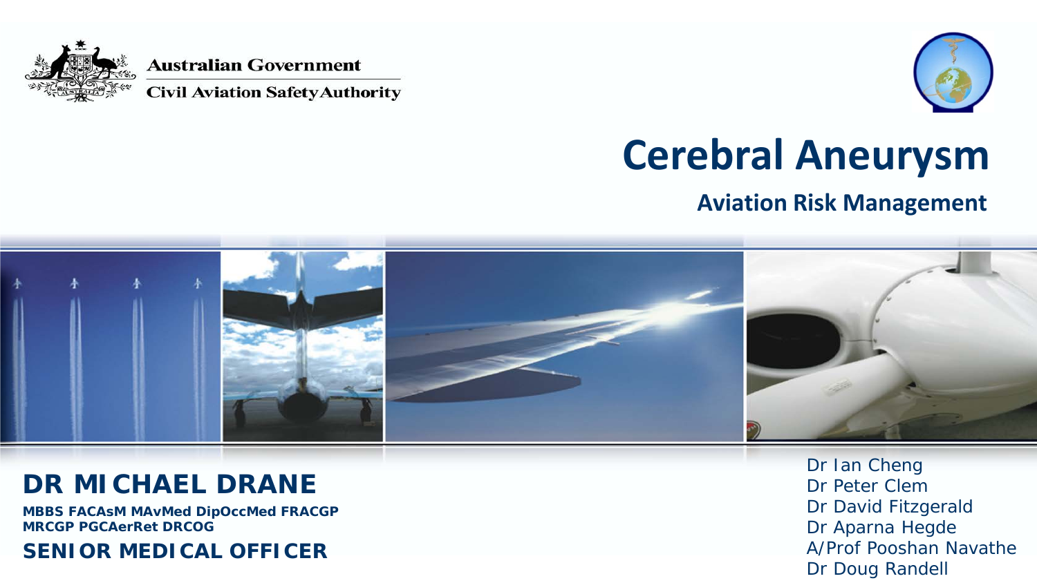Australian Government

Civil Aviation Safety Authority

# Cerebral Aneurysm

## Aviation Risk Management

**DR MICHAEL DRANE**

**MBBS FACAsM MAvMed DipOccMed FRACGP MRCGP PGCAerRet DRCOG**

**SENIOR MEDICAL OFFICER**

Dr Ian Cheng
Dr Peter Clem
Dr David Fitzgerald
Dr Aparna Hegde
A/Prof Pooshan Navathe
Dr Doug Randell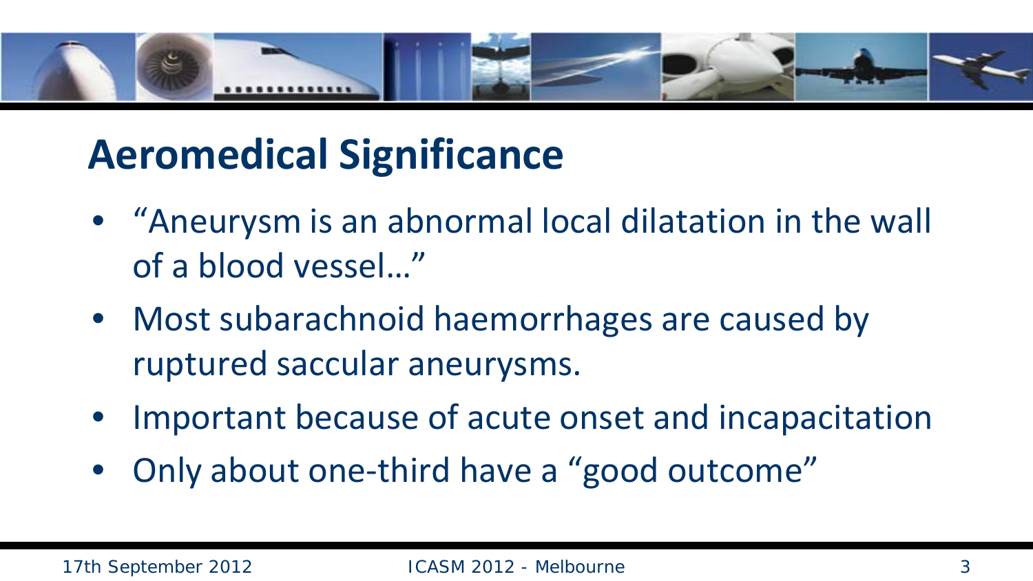# Aeromedical Significance

- "Aneurysm is an abnormal local dilatation in the wall of a blood vessel…"
- Most subarachnoid haemorrhages are caused by ruptured saccular aneurysms.
- Important because of acute onset and incapacitation
- Only about one-third have a "good outcome"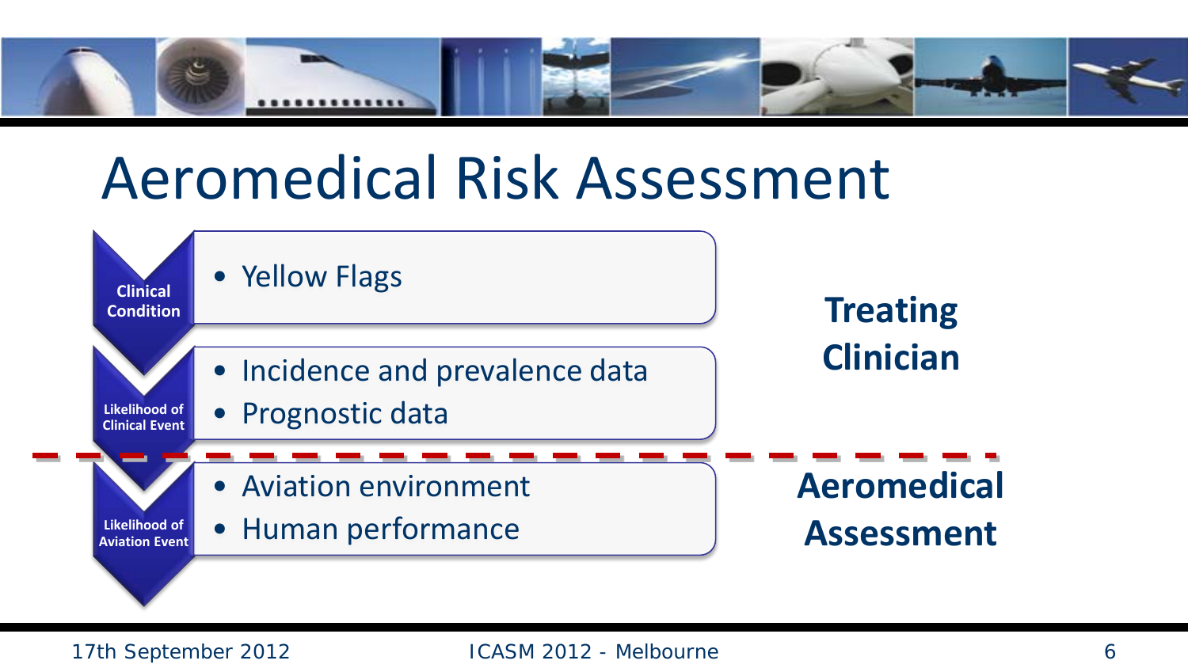# Aeromedical Risk Assessment

**Clinical Condition**

- Yellow Flags

**Likelihood of Clinical Event**

- Incidence and prevalence data
- Prognostic data

**Treating Clinician**

**Likelihood of Aviation Event**

- Aviation environment
- Human performance

**Aeromedical Assessment**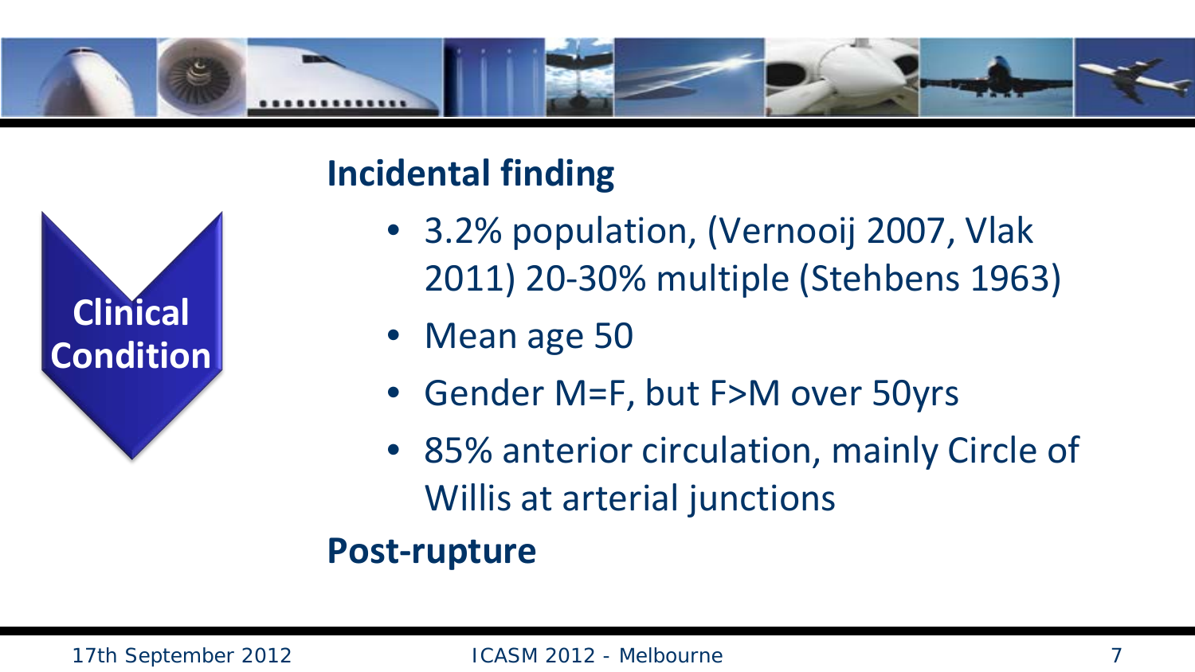**Clinical Condition**

## Incidental finding

- 3.2% population, (Vernooij 2007, Vlak 2011) 20-30% multiple (Stehbens 1963)
- Mean age 50
- Gender M=F, but F>M over 50yrs
- 85% anterior circulation, mainly Circle of Willis at arterial junctions

## Post-rupture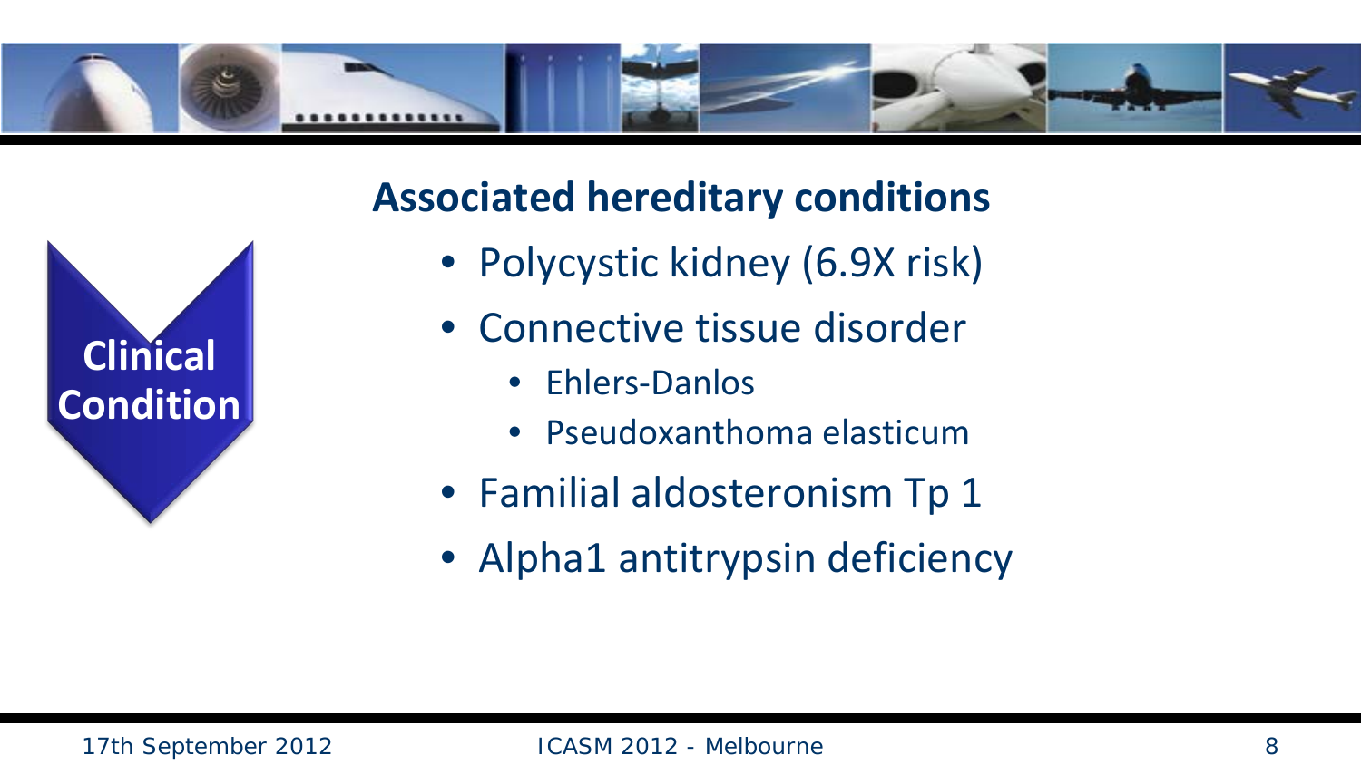Clinical Condition

## Associated hereditary conditions

- Polycystic kidney (6.9X risk)
- Connective tissue disorder
  - Ehlers-Danlos
  - Pseudoxanthoma elasticum
- Familial aldosteronism Tp 1
- Alpha1 antitrypsin deficiency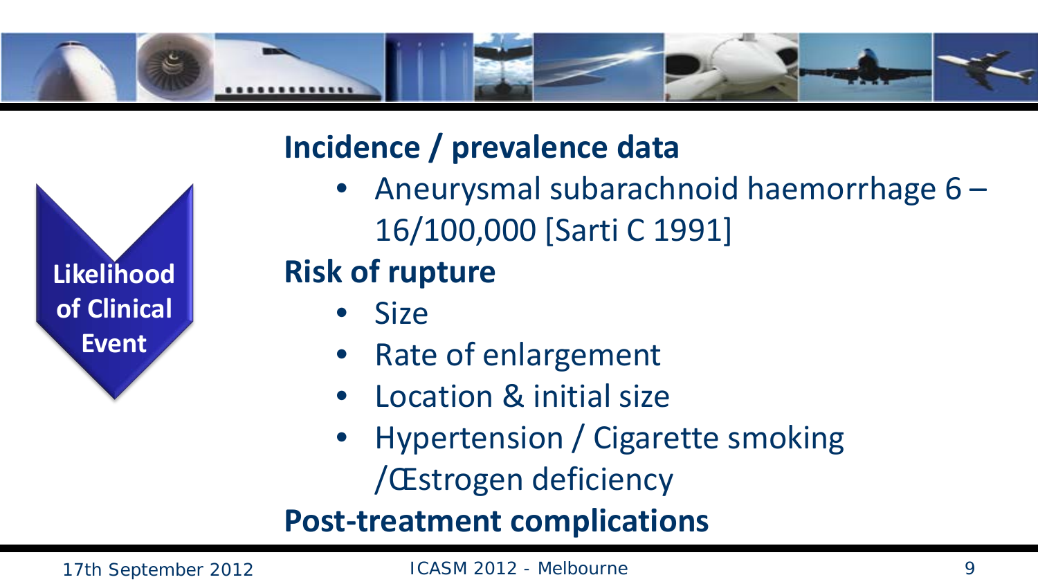**Likelihood of Clinical Event**

## Incidence / prevalence data

- Aneurysmal subarachnoid haemorrhage 6 – 16/100,000 [Sarti C 1991]

## Risk of rupture

- Size
- Rate of enlargement
- Location & initial size
- Hypertension / Cigarette smoking /Œstrogen deficiency

## Post-treatment complications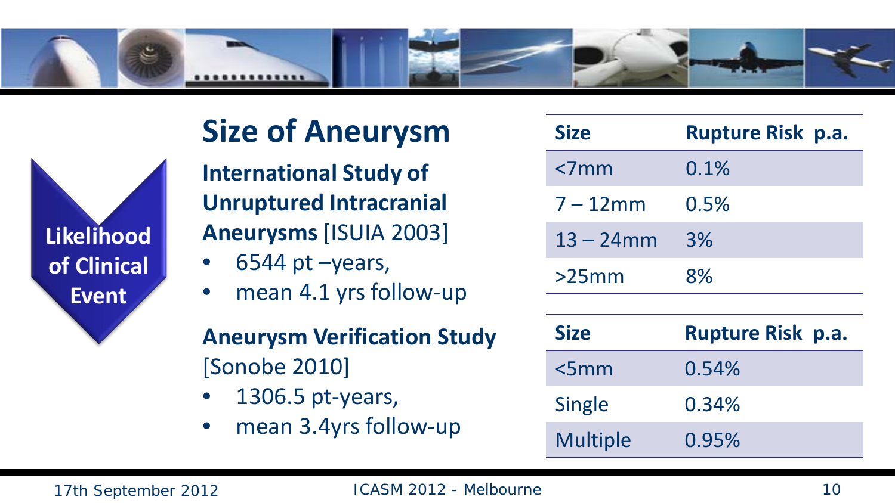Likelihood of Clinical Event

# Size of Aneurysm

**International Study of Unruptured Intracranial Aneurysms** [ISUIA 2003]

- 6544 pt –years,
- mean 4.1 yrs follow-up

| Size | Rupture Risk p.a. |
|---|---|
| <7mm | 0.1% |
| 7 – 12mm | 0.5% |
| 13 – 24mm | 3% |
| >25mm | 8% |

**Aneurysm Verification Study** [Sonobe 2010]

- 1306.5 pt-years,
- mean 3.4yrs follow-up

| Size | Rupture Risk p.a. |
|---|---|
| <5mm | 0.54% |
| Single | 0.34% |
| Multiple | 0.95% |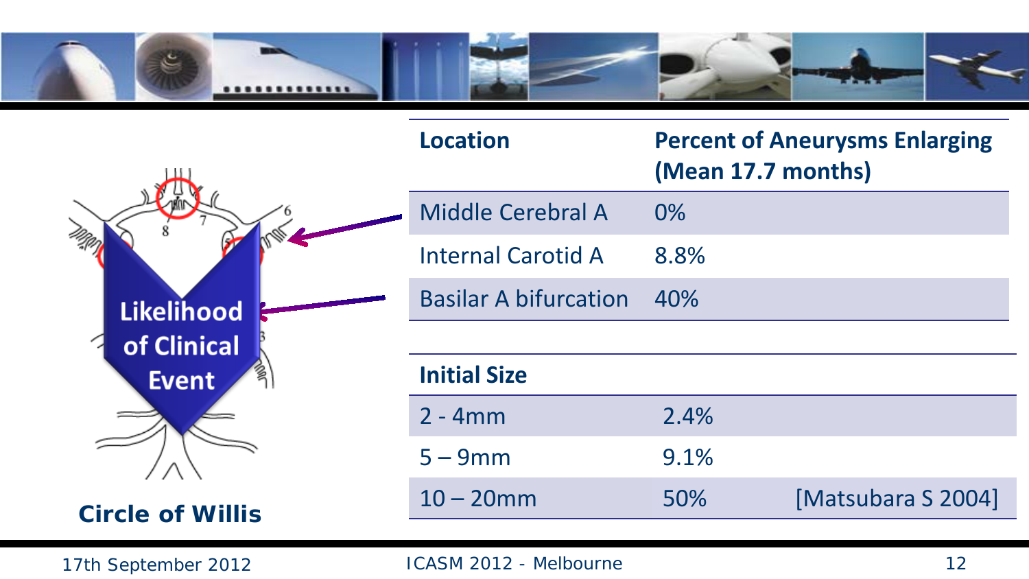Likelihood of Clinical Event

Circle of Willis

| Location | Percent of Aneurysms Enlarging (Mean 17.7 months) |
| --- | --- |
| Middle Cerebral A | 0% |
| Internal Carotid A | 8.8% |
| Basilar A bifurcation | 40% |

| Initial Size | | |
| --- | --- | --- |
| 2 - 4mm | 2.4% | |
| 5 – 9mm | 9.1% | |
| 10 – 20mm | 50% | [Matsubara S 2004] |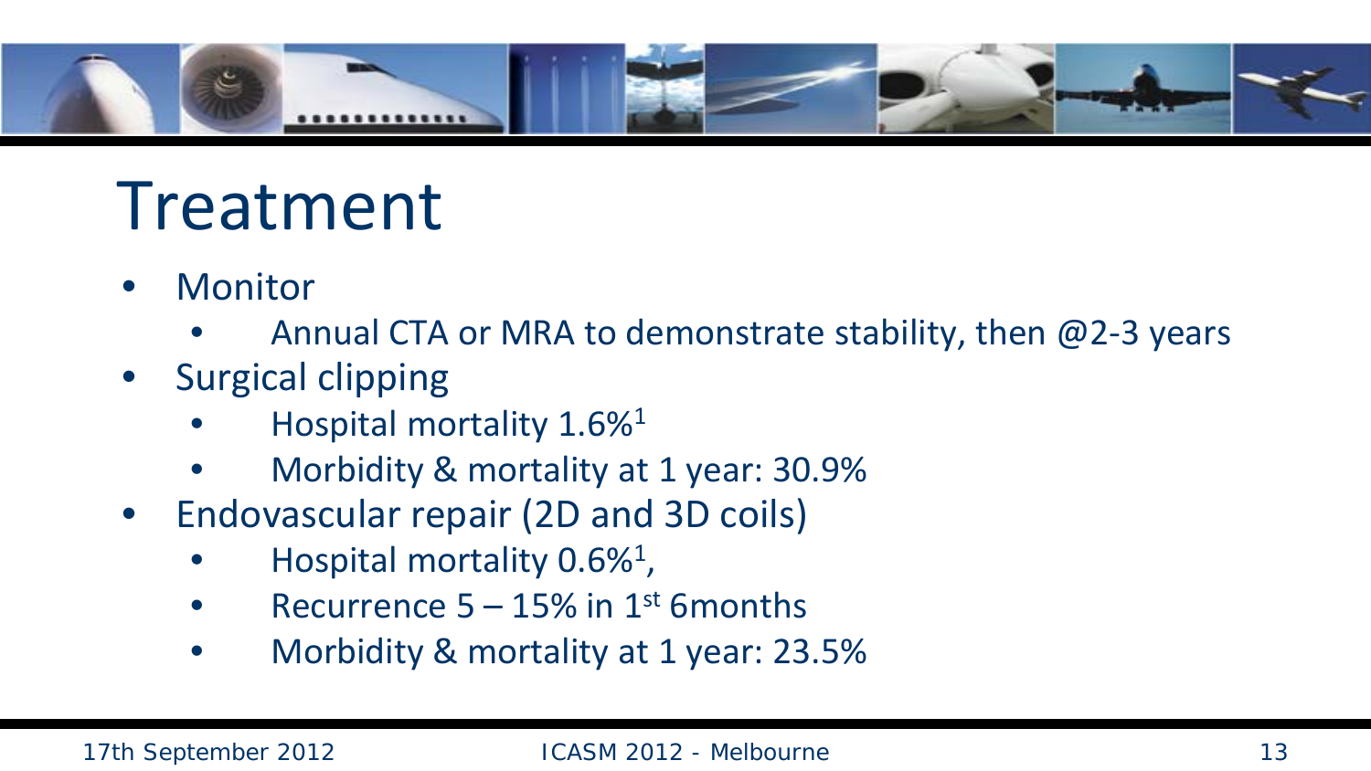# Treatment

- Monitor
  - Annual CTA or MRA to demonstrate stability, then @2-3 years
- Surgical clipping
  - Hospital mortality 1.6%[1]
  - Morbidity & mortality at 1 year: 30.9%
- Endovascular repair (2D and 3D coils)
  - Hospital mortality 0.6%[1],
  - Recurrence 5 – 15% in 1st 6months
  - Morbidity & mortality at 1 year: 23.5%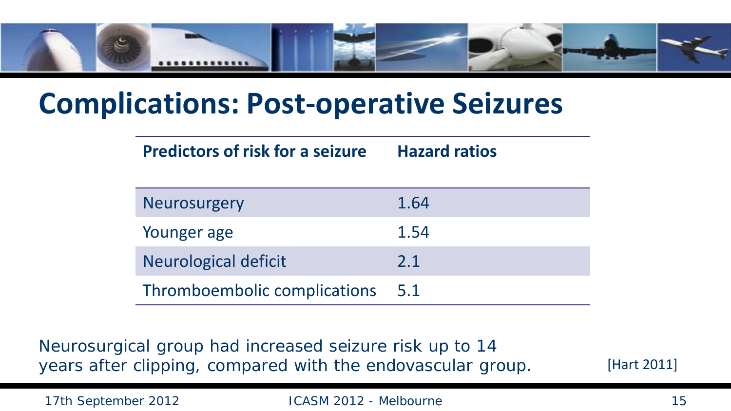# Complications: Post-operative Seizures

| Predictors of risk for a seizure | Hazard ratios |
|---|---|
| Neurosurgery | 1.64 |
| Younger age | 1.54 |
| Neurological deficit | 2.1 |
| Thromboembolic complications | 5.1 |

Neurosurgical group had increased seizure risk up to 14 years after clipping, compared with the endovascular group.

[Hart 2011]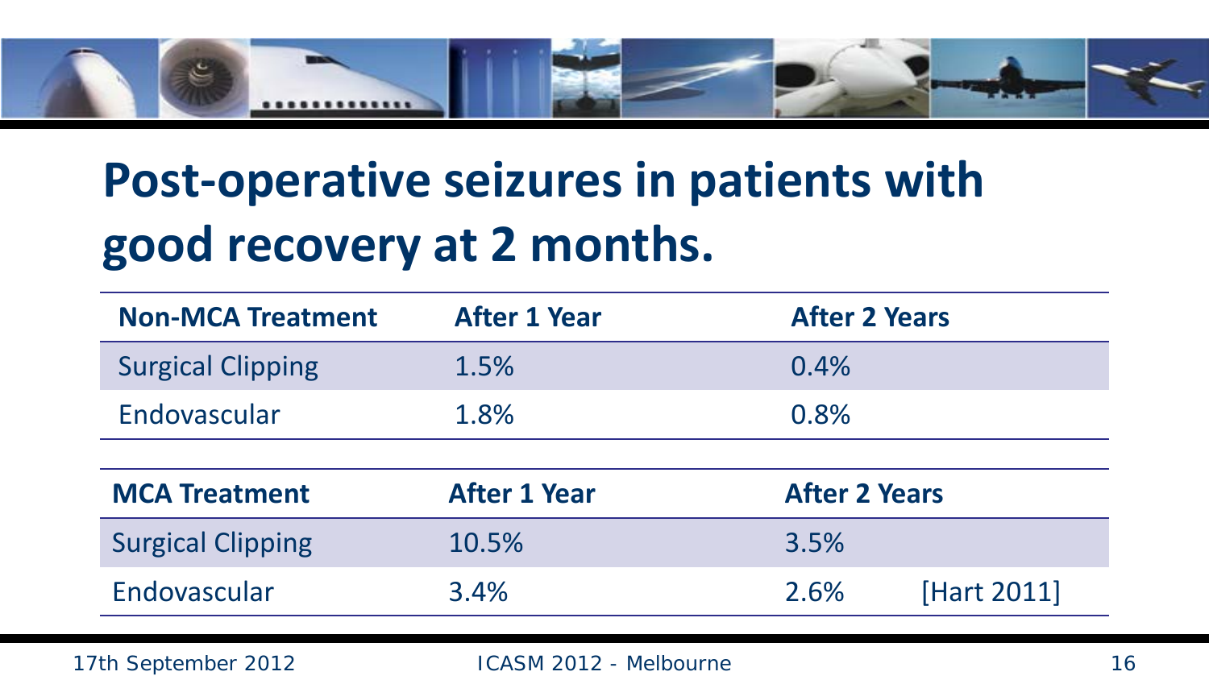# Post-operative seizures in patients with good recovery at 2 months.

| Non-MCA Treatment | After 1 Year | After 2 Years |
|---|---|---|
| Surgical Clipping | 1.5% | 0.4% |
| Endovascular | 1.8% | 0.8% |

| MCA Treatment | After 1 Year | After 2 Years | |
|---|---|---|---|
| Surgical Clipping | 10.5% | 3.5% | |
| Endovascular | 3.4% | 2.6% | [Hart 2011] |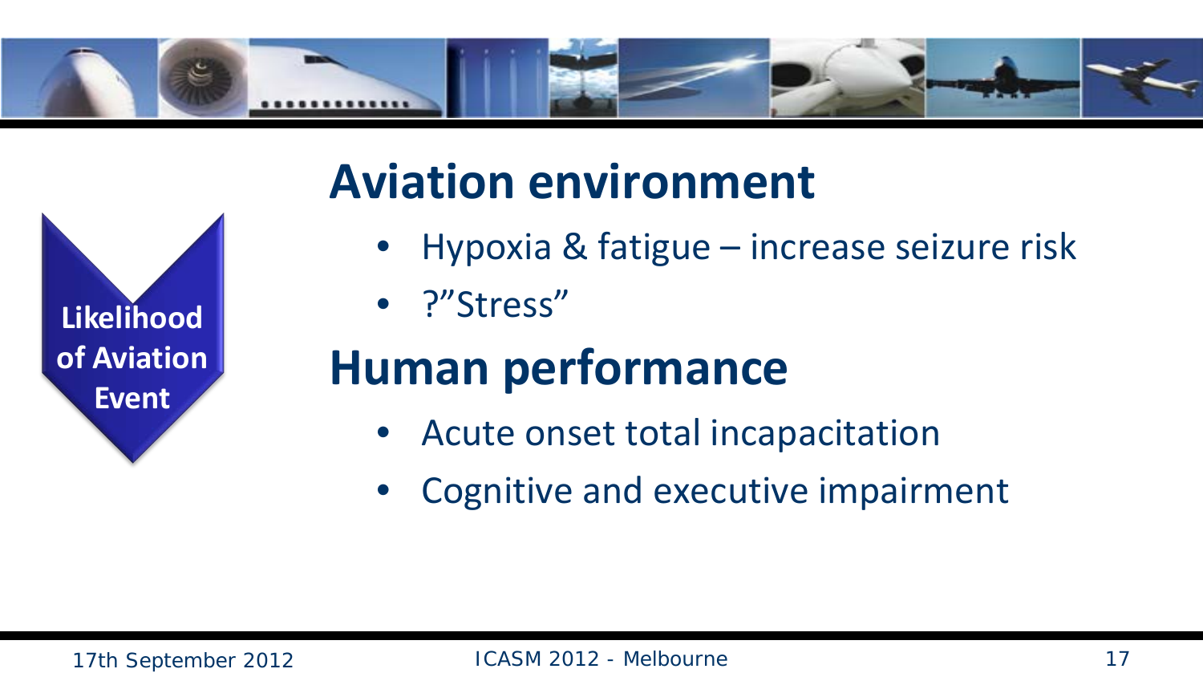Likelihood of Aviation Event

## Aviation environment

- Hypoxia & fatigue – increase seizure risk
- ?"Stress"

## Human performance

- Acute onset total incapacitation
- Cognitive and executive impairment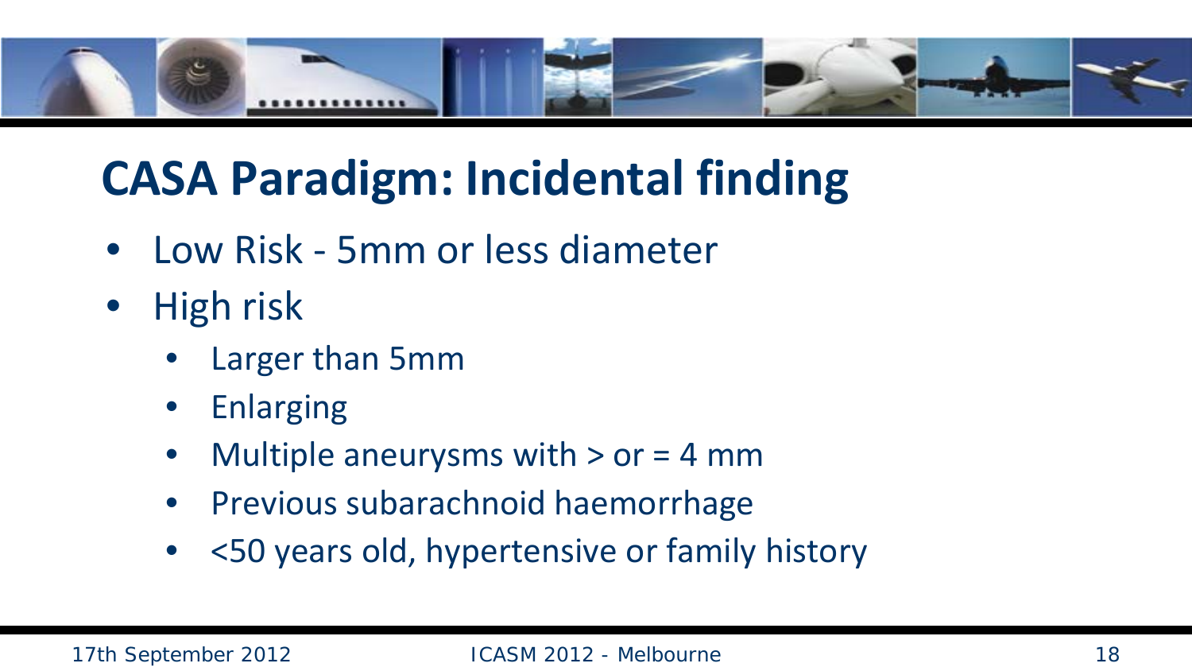# CASA Paradigm: Incidental finding

- Low Risk - 5mm or less diameter
- High risk
  - Larger than 5mm
  - Enlarging
  - Multiple aneurysms with > or = 4 mm
  - Previous subarachnoid haemorrhage
  - <50 years old, hypertensive or family history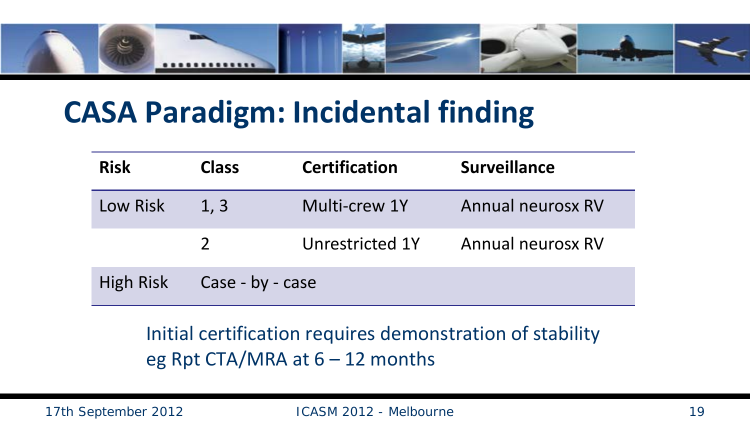# CASA Paradigm: Incidental finding

| Risk | Class | Certification | Surveillance |
|---|---|---|---|
| Low Risk | 1, 3 | Multi-crew 1Y | Annual neurosx RV |
| | 2 | Unrestricted 1Y | Annual neurosx RV |
| High Risk | Case - by - case | | |

Initial certification requires demonstration of stability eg Rpt CTA/MRA at 6 – 12 months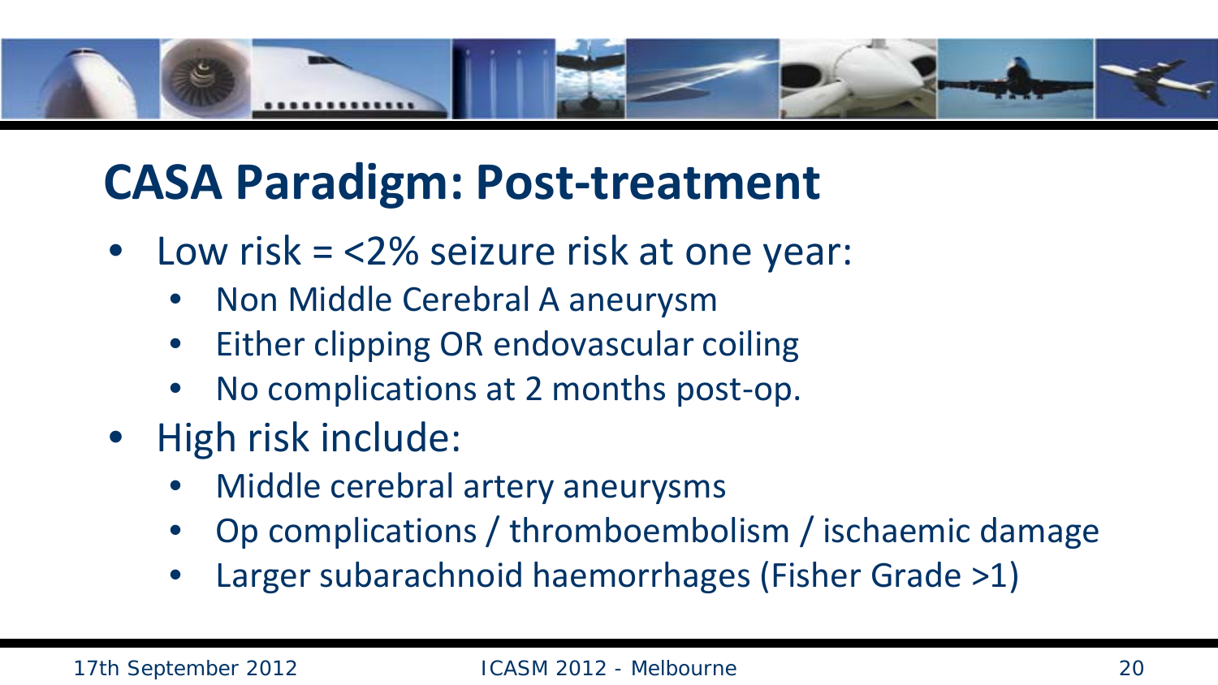# CASA Paradigm: Post-treatment

- Low risk = <2% seizure risk at one year:
  - Non Middle Cerebral A aneurysm
  - Either clipping OR endovascular coiling
  - No complications at 2 months post-op.
- High risk include:
  - Middle cerebral artery aneurysms
  - Op complications / thromboembolism / ischaemic damage
  - Larger subarachnoid haemorrhages (Fisher Grade >1)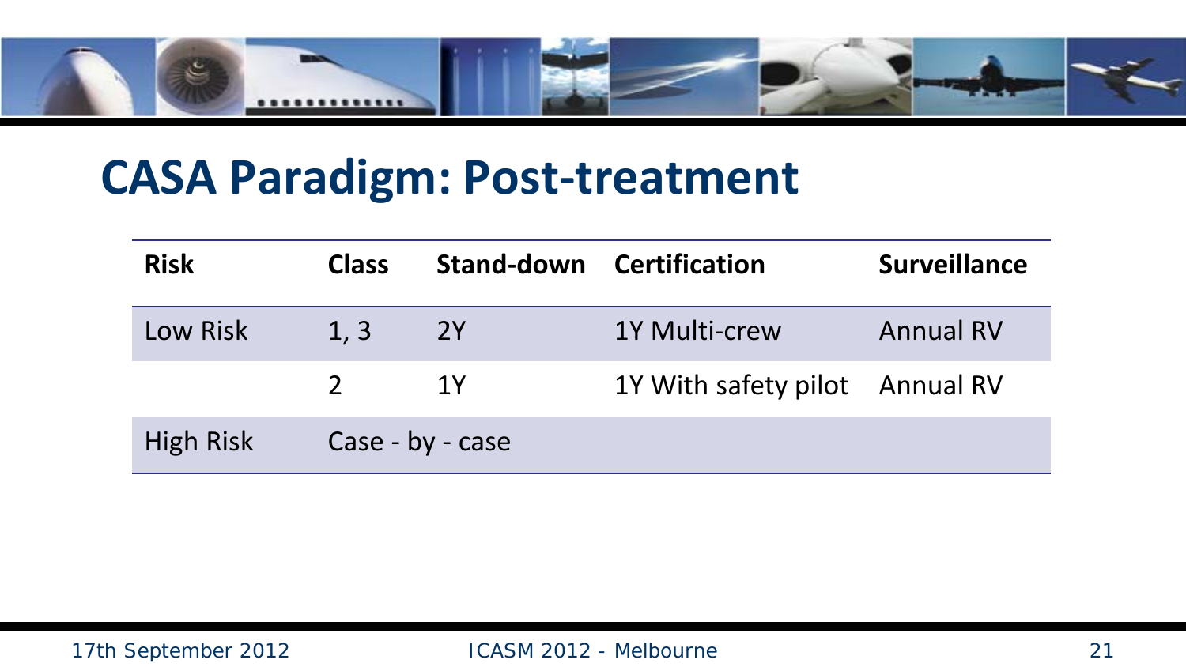# CASA Paradigm: Post-treatment

| Risk | Class | Stand-down | Certification | Surveillance |
|---|---|---|---|---|
| Low Risk | 1, 3 | 2Y | 1Y Multi-crew | Annual RV |
| | 2 | 1Y | 1Y With safety pilot | Annual RV |
| High Risk | Case - by - case | | | |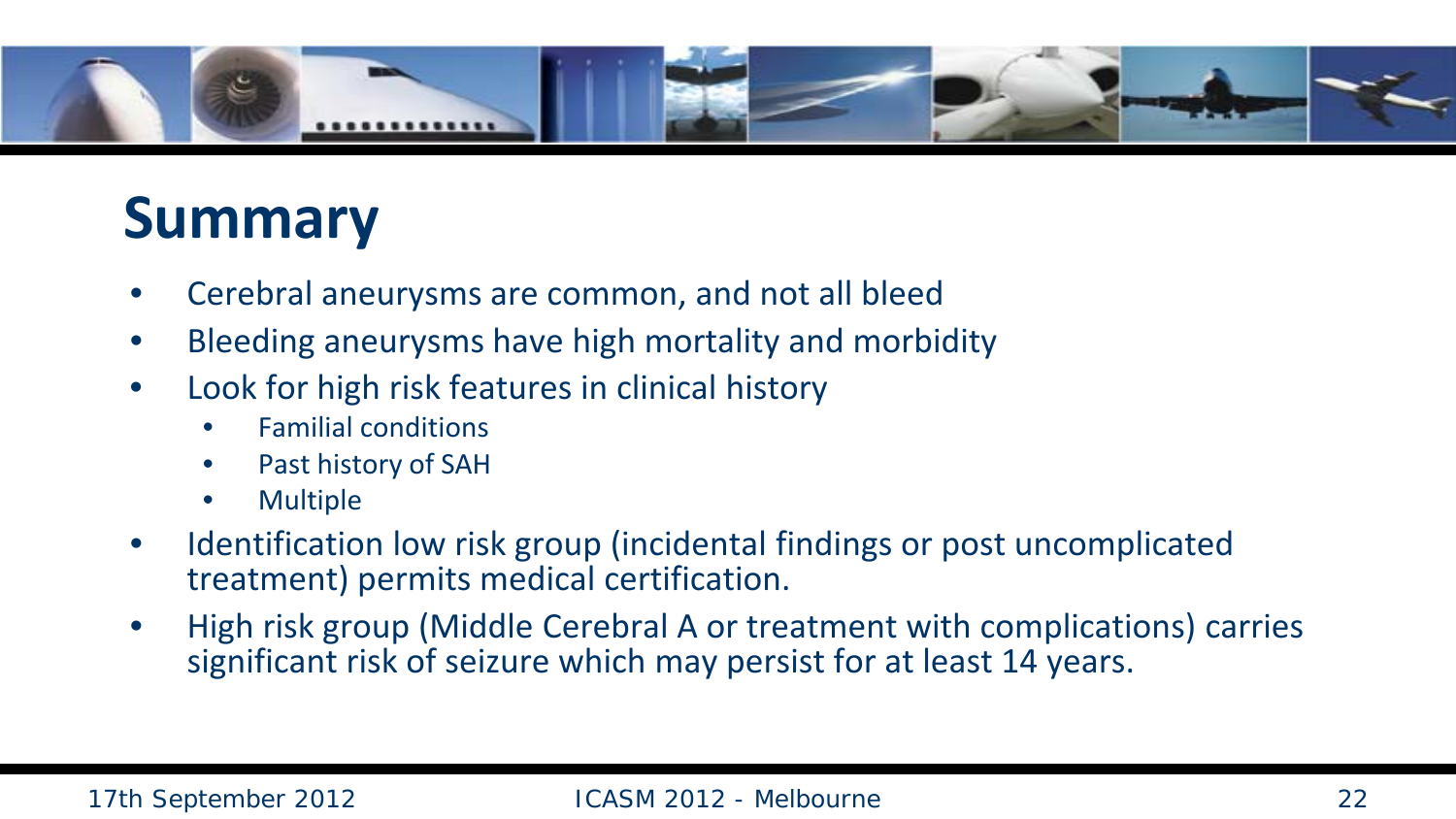# Summary

- Cerebral aneurysms are common, and not all bleed
- Bleeding aneurysms have high mortality and morbidity
- Look for high risk features in clinical history
  - Familial conditions
  - Past history of SAH
  - Multiple
- Identification low risk group (incidental findings or post uncomplicated treatment) permits medical certification.
- High risk group (Middle Cerebral A or treatment with complications) carries significant risk of seizure which may persist for at least 14 years.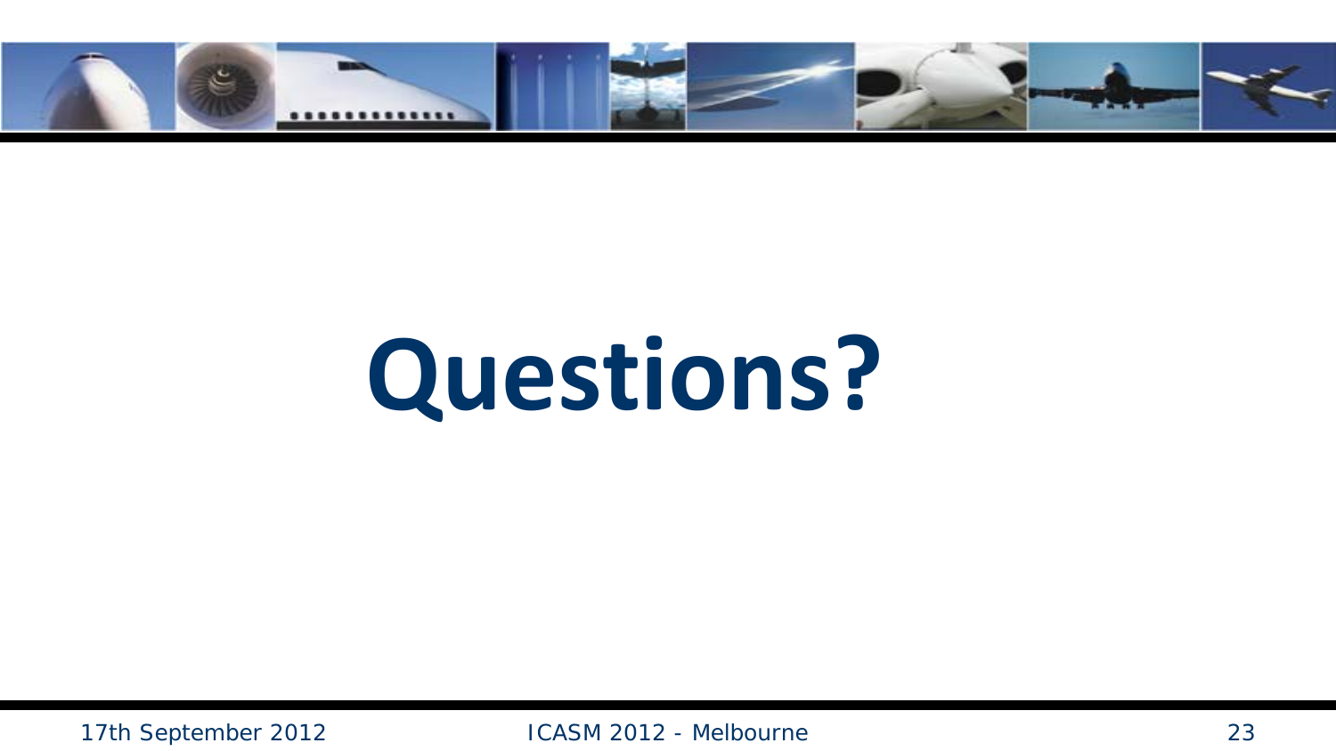# Questions?